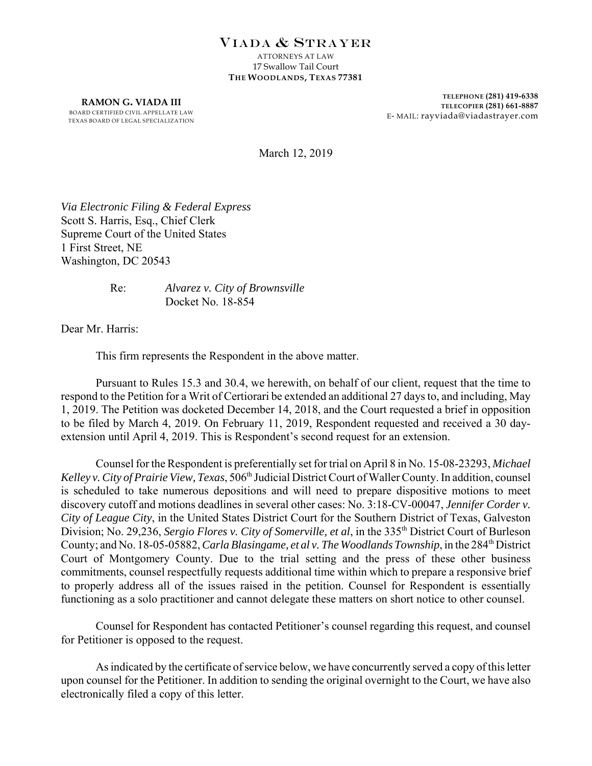# VIADA & STRAYER

ATTORNEYS AT LAW
17 Swallow Tail Court
**THE WOODLANDS, TEXAS 77381**

**RAMON G. VIADA III**
BOARD CERTIFIED CIVIL APPELLATE LAW
TEXAS BOARD OF LEGAL SPECIALIZATION

TELEPHONE **(281) 419-6338**
TELECOPIER **(281) 661-8887**
E- MAIL: rayviada@viadastrayer.com

March 12, 2019

*Via Electronic Filing & Federal Express*
Scott S. Harris, Esq., Chief Clerk
Supreme Court of the United States
1 First Street, NE
Washington, DC 20543

Re: *Alvarez v. City of Brownsville*
Docket No. 18-854

Dear Mr. Harris:

This firm represents the Respondent in the above matter.

Pursuant to Rules 15.3 and 30.4, we herewith, on behalf of our client, request that the time to respond to the Petition for a Writ of Certiorari be extended an additional 27 days to, and including, May 1, 2019. The Petition was docketed December 14, 2018, and the Court requested a brief in opposition to be filed by March 4, 2019. On February 11, 2019, Respondent requested and received a 30 day-extension until April 4, 2019. This is Respondent's second request for an extension.

Counsel for the Respondent is preferentially set for trial on April 8 in No. 15-08-23293, *Michael Kelley v. City of Prairie View, Texas*, 506th Judicial District Court of Waller County. In addition, counsel is scheduled to take numerous depositions and will need to prepare dispositive motions to meet discovery cutoff and motions deadlines in several other cases: No. 3:18-CV-00047, *Jennifer Corder v. City of League City*, in the United States District Court for the Southern District of Texas, Galveston Division; No. 29,236, *Sergio Flores v. City of Somerville, et al*, in the 335th District Court of Burleson County; and No. 18-05-05882, *Carla Blasingame, et al v. The Woodlands Township*, in the 284th District Court of Montgomery County. Due to the trial setting and the press of these other business commitments, counsel respectfully requests additional time within which to prepare a responsive brief to properly address all of the issues raised in the petition. Counsel for Respondent is essentially functioning as a solo practitioner and cannot delegate these matters on short notice to other counsel.

Counsel for Respondent has contacted Petitioner's counsel regarding this request, and counsel for Petitioner is opposed to the request.

As indicated by the certificate of service below, we have concurrently served a copy of this letter upon counsel for the Petitioner. In addition to sending the original overnight to the Court, we have also electronically filed a copy of this letter.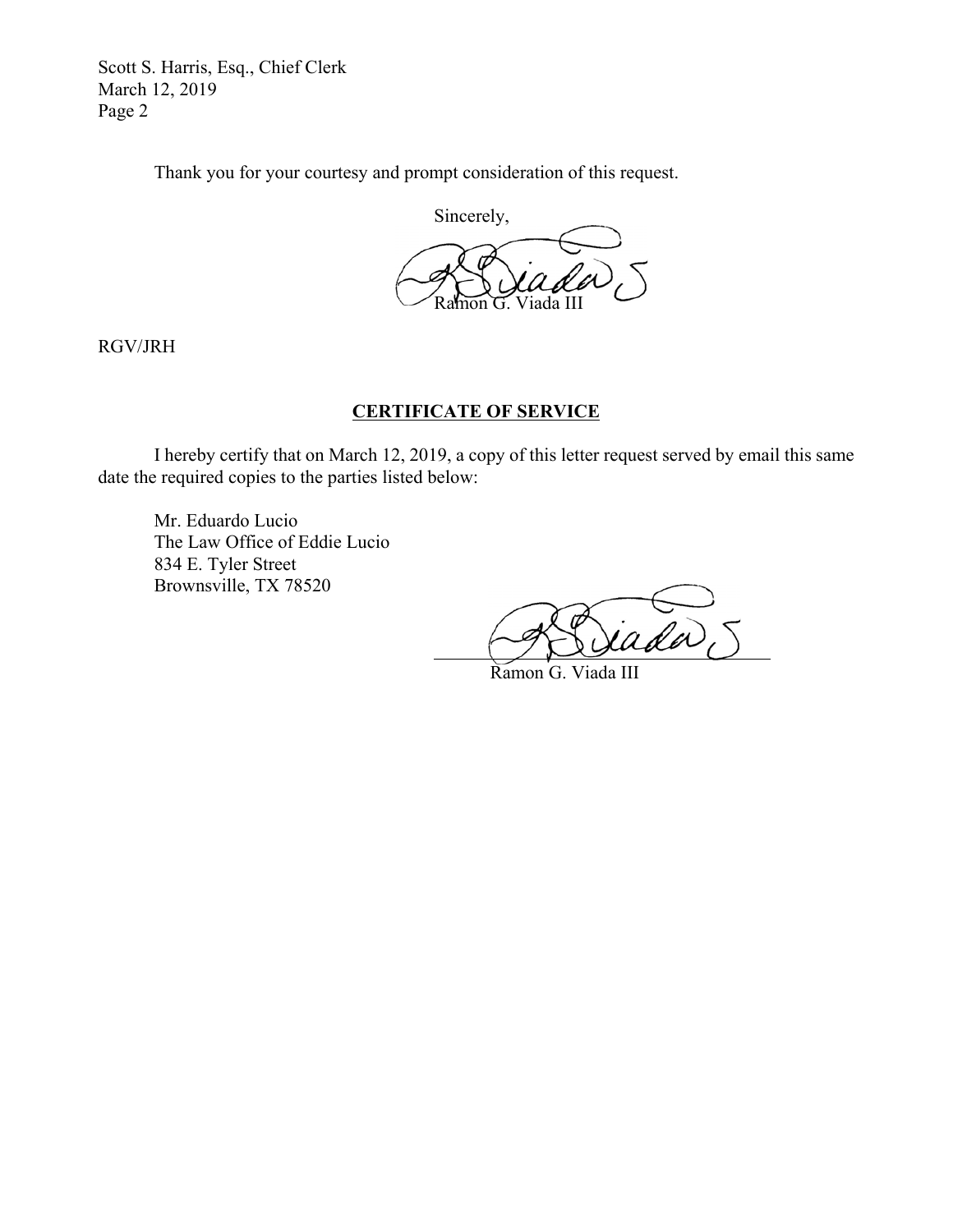Thank you for your courtesy and prompt consideration of this request.

Sincerely,

Ramon G. Viada III

RGV/JRH

**CERTIFICATE OF SERVICE**

I hereby certify that on March 12, 2019, a copy of this letter request served by email this same date the required copies to the parties listed below:

Mr. Eduardo Lucio
The Law Office of Eddie Lucio
834 E. Tyler Street
Brownsville, TX 78520

Ramon G. Viada III